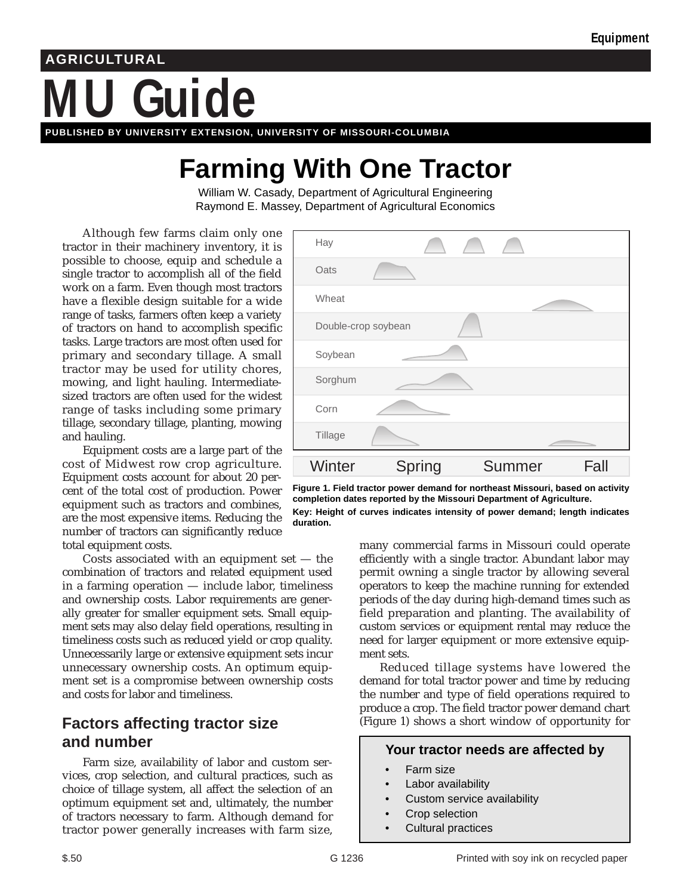AGRICULTURAL

# MU Guide

PUBLISHED BY UNIVERSITY EXTENSION, UNIVERSITY OF MISSOURI-COLUMBIA

Equipment

# Farming With One Tractor

William W. Casady, Department of Agricultural Engineering
Raymond E. Massey, Department of Agricultural Economics

Although few farms claim only one tractor in their machinery inventory, it is possible to choose, equip and schedule a single tractor to accomplish all of the field work on a farm. Even though most tractors have a flexible design suitable for a wide range of tasks, farmers often keep a variety of tractors on hand to accomplish specific tasks. Large tractors are most often used for primary and secondary tillage. A small tractor may be used for utility chores, mowing, and light hauling. Intermediate-sized tractors are often used for the widest range of tasks including some primary tillage, secondary tillage, planting, mowing and hauling.

Equipment costs are a large part of the cost of Midwest row crop agriculture. Equipment costs account for about 20 percent of the total cost of production. Power equipment such as tractors and combines, are the most expensive items. Reducing the number of tractors can significantly reduce total equipment costs.

Costs associated with an equipment set — the combination of tractors and related equipment used in a farming operation — include labor, timeliness and ownership costs. Labor requirements are generally greater for smaller equipment sets. Small equipment sets may also delay field operations, resulting in timeliness costs such as reduced yield or crop quality. Unnecessarily large or extensive equipment sets incur unnecessary ownership costs. An optimum equipment set is a compromise between ownership costs and costs for labor and timeliness.

## Factors affecting tractor size and number

Farm size, availability of labor and custom services, crop selection, and cultural practices, such as choice of tillage system, all affect the selection of an optimum equipment set and, ultimately, the number of tractors necessary to farm. Although demand for tractor power generally increases with farm size, many commercial farms in Missouri could operate efficiently with a single tractor. Abundant labor may permit owning a single tractor by allowing several operators to keep the machine running for extended periods of the day during high-demand times such as field preparation and planting. The availability of custom services or equipment rental may reduce the need for larger equipment or more extensive equipment sets.

Reduced tillage systems have lowered the demand for total tractor power and time by reducing the number and type of field operations required to produce a crop. The field tractor power demand chart (Figure 1) shows a short window of opportunity for

Hay
Oats
Wheat
Double-crop soybean
Soybean
Sorghum
Corn
Tillage
Winter Spring Summer Fall

**Figure 1. Field tractor power demand for northeast Missouri, based on activity completion dates reported by the Missouri Department of Agriculture.**

**Key: Height of curves indicates intensity of power demand; length indicates duration.**

> **Your tractor needs are affected by**
>
> - Farm size
> - Labor availability
> - Custom service availability
> - Crop selection
> - Cultural practices

$.50 G 1236 Printed with soy ink on recycled paper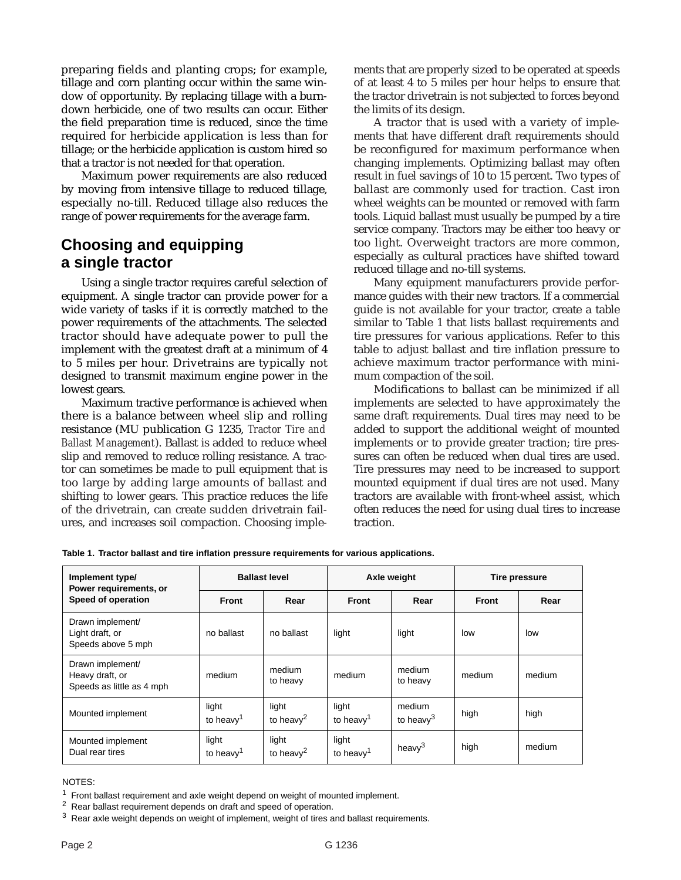preparing fields and planting crops; for example, tillage and corn planting occur within the same window of opportunity. By replacing tillage with a burndown herbicide, one of two results can occur. Either the field preparation time is reduced, since the time required for herbicide application is less than for tillage; or the herbicide application is custom hired so that a tractor is not needed for that operation.

Maximum power requirements are also reduced by moving from intensive tillage to reduced tillage, especially no-till. Reduced tillage also reduces the range of power requirements for the average farm.

## Choosing and equipping a single tractor

Using a single tractor requires careful selection of equipment. A single tractor can provide power for a wide variety of tasks if it is correctly matched to the power requirements of the attachments. The selected tractor should have adequate power to pull the implement with the greatest draft at a minimum of 4 to 5 miles per hour. Drivetrains are typically not designed to transmit maximum engine power in the lowest gears.

Maximum tractive performance is achieved when there is a balance between wheel slip and rolling resistance (MU publication G 1235, *Tractor Tire and Ballast Management*). Ballast is added to reduce wheel slip and removed to reduce rolling resistance. A tractor can sometimes be made to pull equipment that is too large by adding large amounts of ballast and shifting to lower gears. This practice reduces the life of the drivetrain, can create sudden drivetrain failures, and increases soil compaction. Choosing implements that are properly sized to be operated at speeds of at least 4 to 5 miles per hour helps to ensure that the tractor drivetrain is not subjected to forces beyond the limits of its design.

A tractor that is used with a variety of implements that have different draft requirements should be reconfigured for maximum performance when changing implements. Optimizing ballast may often result in fuel savings of 10 to 15 percent. Two types of ballast are commonly used for traction. Cast iron wheel weights can be mounted or removed with farm tools. Liquid ballast must usually be pumped by a tire service company. Tractors may be either too heavy or too light. Overweight tractors are more common, especially as cultural practices have shifted toward reduced tillage and no-till systems.

Many equipment manufacturers provide performance guides with their new tractors. If a commercial guide is not available for your tractor, create a table similar to Table 1 that lists ballast requirements and tire pressures for various applications. Refer to this table to adjust ballast and tire inflation pressure to achieve maximum tractor performance with minimum compaction of the soil.

Modifications to ballast can be minimized if all implements are selected to have approximately the same draft requirements. Dual tires may need to be added to support the additional weight of mounted implements or to provide greater traction; tire pressures can often be reduced when dual tires are used. Tire pressures may need to be increased to support mounted equipment if dual tires are not used. Many tractors are available with front-wheel assist, which often reduces the need for using dual tires to increase traction.

**Table 1. Tractor ballast and tire inflation pressure requirements for various applications.**

| Implement type/ Power requirements, or Speed of operation | Ballast level | | Axle weight | | Tire pressure | |
|---|---|---|---|---|---|---|
| | Front | Rear | Front | Rear | Front | Rear |
| Drawn implement/ Light draft, or Speeds above 5 mph | no ballast | no ballast | light | light | low | low |
| Drawn implement/ Heavy draft, or Speeds as little as 4 mph | medium | medium to heavy | medium | medium to heavy | medium | medium |
| Mounted implement | light to heavy[1] | light to heavy[2] | light to heavy[1] | medium to heavy[3] | high | high |
| Mounted implement Dual rear tires | light to heavy[1] | light to heavy[2] | light to heavy[1] | heavy[3] | high | medium |

NOTES:

[1] Front ballast requirement and axle weight depend on weight of mounted implement.

[2] Rear ballast requirement depends on draft and speed of operation.

[3] Rear axle weight depends on weight of implement, weight of tires and ballast requirements.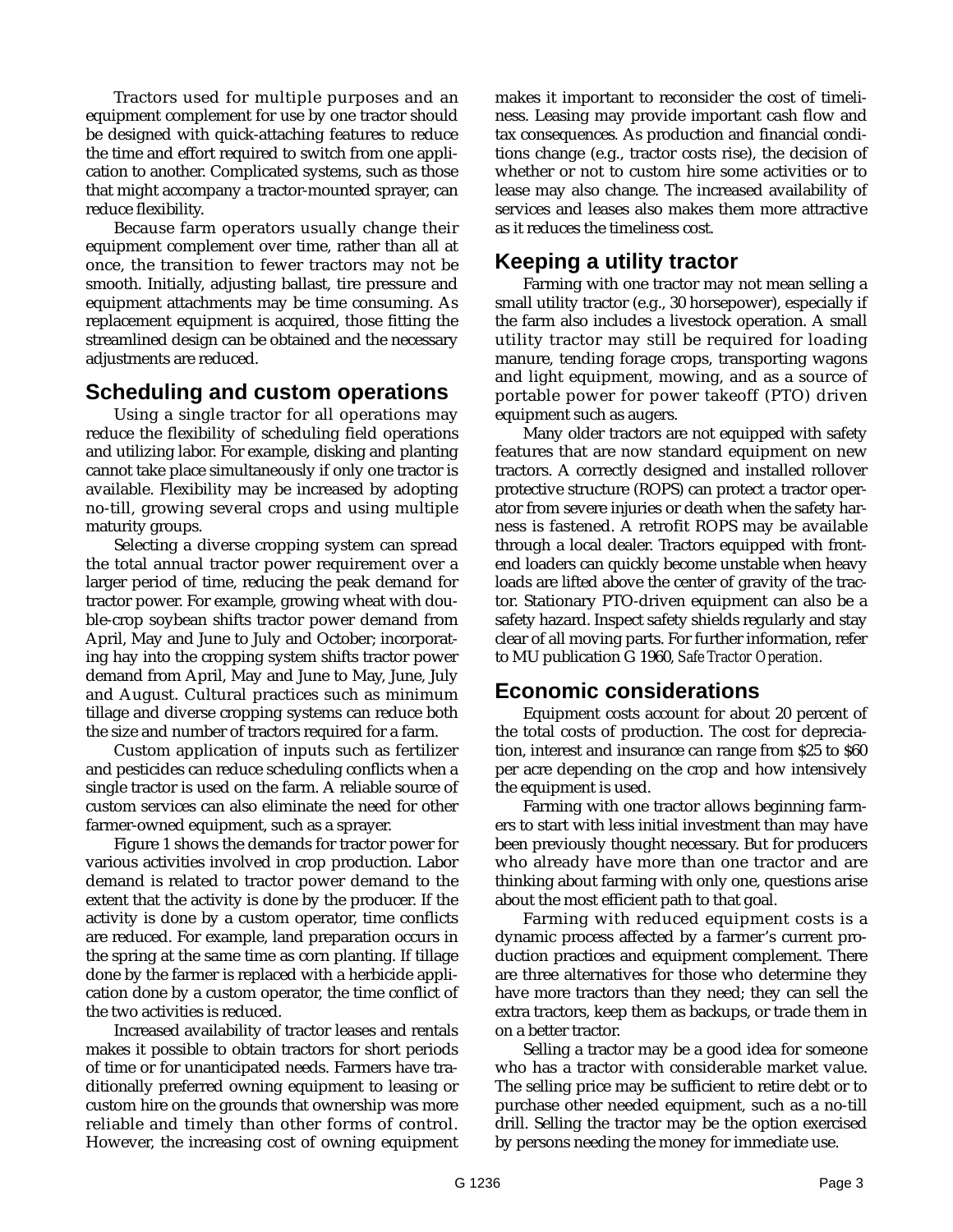Tractors used for multiple purposes and an equipment complement for use by one tractor should be designed with quick-attaching features to reduce the time and effort required to switch from one application to another. Complicated systems, such as those that might accompany a tractor-mounted sprayer, can reduce flexibility.

Because farm operators usually change their equipment complement over time, rather than all at once, the transition to fewer tractors may not be smooth. Initially, adjusting ballast, tire pressure and equipment attachments may be time consuming. As replacement equipment is acquired, those fitting the streamlined design can be obtained and the necessary adjustments are reduced.

## Scheduling and custom operations

Using a single tractor for all operations may reduce the flexibility of scheduling field operations and utilizing labor. For example, disking and planting cannot take place simultaneously if only one tractor is available. Flexibility may be increased by adopting no-till, growing several crops and using multiple maturity groups.

Selecting a diverse cropping system can spread the total annual tractor power requirement over a larger period of time, reducing the peak demand for tractor power. For example, growing wheat with double-crop soybean shifts tractor power demand from April, May and June to July and October; incorporating hay into the cropping system shifts tractor power demand from April, May and June to May, June, July and August. Cultural practices such as minimum tillage and diverse cropping systems can reduce both the size and number of tractors required for a farm.

Custom application of inputs such as fertilizer and pesticides can reduce scheduling conflicts when a single tractor is used on the farm. A reliable source of custom services can also eliminate the need for other farmer-owned equipment, such as a sprayer.

Figure 1 shows the demands for tractor power for various activities involved in crop production. Labor demand is related to tractor power demand to the extent that the activity is done by the producer. If the activity is done by a custom operator, time conflicts are reduced. For example, land preparation occurs in the spring at the same time as corn planting. If tillage done by the farmer is replaced with a herbicide application done by a custom operator, the time conflict of the two activities is reduced.

Increased availability of tractor leases and rentals makes it possible to obtain tractors for short periods of time or for unanticipated needs. Farmers have traditionally preferred owning equipment to leasing or custom hire on the grounds that ownership was more reliable and timely than other forms of control. However, the increasing cost of owning equipment makes it important to reconsider the cost of timeliness. Leasing may provide important cash flow and tax consequences. As production and financial conditions change (e.g., tractor costs rise), the decision of whether or not to custom hire some activities or to lease may also change. The increased availability of services and leases also makes them more attractive as it reduces the timeliness cost.

## Keeping a utility tractor

Farming with one tractor may not mean selling a small utility tractor (e.g., 30 horsepower), especially if the farm also includes a livestock operation. A small utility tractor may still be required for loading manure, tending forage crops, transporting wagons and light equipment, mowing, and as a source of portable power for power takeoff (PTO) driven equipment such as augers.

Many older tractors are not equipped with safety features that are now standard equipment on new tractors. A correctly designed and installed rollover protective structure (ROPS) can protect a tractor operator from severe injuries or death when the safety harness is fastened. A retrofit ROPS may be available through a local dealer. Tractors equipped with front-end loaders can quickly become unstable when heavy loads are lifted above the center of gravity of the tractor. Stationary PTO-driven equipment can also be a safety hazard. Inspect safety shields regularly and stay clear of all moving parts. For further information, refer to MU publication G 1960, *Safe Tractor Operation*.

## Economic considerations

Equipment costs account for about 20 percent of the total costs of production. The cost for depreciation, interest and insurance can range from $25 to $60 per acre depending on the crop and how intensively the equipment is used.

Farming with one tractor allows beginning farmers to start with less initial investment than may have been previously thought necessary. But for producers who already have more than one tractor and are thinking about farming with only one, questions arise about the most efficient path to that goal.

Farming with reduced equipment costs is a dynamic process affected by a farmer's current production practices and equipment complement. There are three alternatives for those who determine they have more tractors than they need; they can sell the extra tractors, keep them as backups, or trade them in on a better tractor.

Selling a tractor may be a good idea for someone who has a tractor with considerable market value. The selling price may be sufficient to retire debt or to purchase other needed equipment, such as a no-till drill. Selling the tractor may be the option exercised by persons needing the money for immediate use.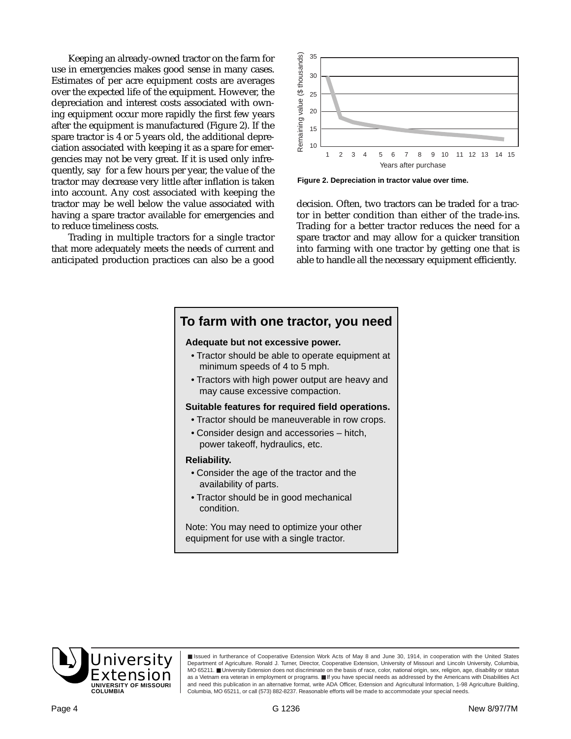Keeping an already-owned tractor on the farm for use in emergencies makes good sense in many cases. Estimates of per acre equipment costs are averages over the expected life of the equipment. However, the depreciation and interest costs associated with owning equipment occur more rapidly the first few years after the equipment is manufactured (Figure 2). If the spare tractor is 4 or 5 years old, the additional depreciation associated with keeping it as a spare for emergencies may not be very great. If it is used only infrequently, say for a few hours per year, the value of the tractor may decrease very little after inflation is taken into account. Any cost associated with keeping the tractor may be well below the value associated with having a spare tractor available for emergencies and to reduce timeliness costs.

Trading in multiple tractors for a single tractor that more adequately meets the needs of current and anticipated production practices can also be a good decision. Often, two tractors can be traded for a tractor in better condition than either of the trade-ins. Trading for a better tractor reduces the need for a spare tractor and may allow for a quicker transition into farming with one tractor by getting one that is able to handle all the necessary equipment efficiently.

Remaining value ($ thousands)
35
30
25
20
15
10
1 2 3 4 5 6 7 8 9 10 11 12 13 14 15
Years after purchase

**Figure 2. Depreciation in tractor value over time.**

## To farm with one tractor, you need

**Adequate but not excessive power.**

- Tractor should be able to operate equipment at minimum speeds of 4 to 5 mph.
- Tractors with high power output are heavy and may cause excessive compaction.

**Suitable features for required field operations.**

- Tractor should be maneuverable in row crops.
- Consider design and accessories – hitch, power takeoff, hydraulics, etc.

**Reliability.**

- Consider the age of the tractor and the availability of parts.
- Tractor should be in good mechanical condition.

Note: You may need to optimize your other equipment for use with a single tractor.

University Extension
UNIVERSITY OF MISSOURI COLUMBIA

■ Issued in furtherance of Cooperative Extension Work Acts of May 8 and June 30, 1914, in cooperation with the United States Department of Agriculture. Ronald J. Turner, Director, Cooperative Extension, University of Missouri and Lincoln University, Columbia, MO 65211. ■ University Extension does not discriminate on the basis of race, color, national origin, sex, religion, age, disability or status as a Vietnam era veteran in employment or programs. ■ If you have special needs as addressed by the Americans with Disabilities Act and need this publication in an alternative format, write ADA Officer, Extension and Agricultural Information, 1-98 Agriculture Building, Columbia, MO 65211, or call (573) 882-8237. Reasonable efforts will be made to accommodate your special needs.

G 1236 New 8/97/7M